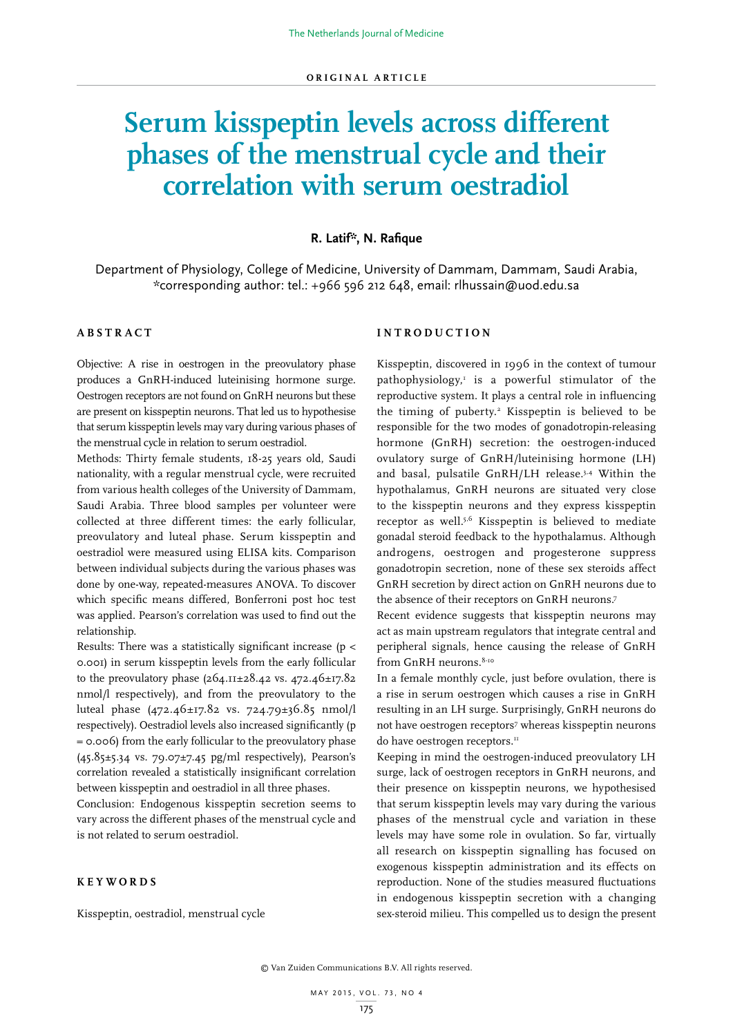ORIGINAL ARTICLE

# Serum kisspeptin levels across different phases of the menstrual cycle and their correlation with serum oestradiol

**R. Latif*, N. Rafique**

Department of Physiology, College of Medicine, University of Dammam, Dammam, Saudi Arabia, *corresponding author: tel.: +966 596 212 648, email: rlhussain@uod.edu.sa

## ABSTRACT

Objective: A rise in oestrogen in the preovulatory phase produces a GnRH-induced luteinising hormone surge. Oestrogen receptors are not found on GnRH neurons but these are present on kisspeptin neurons. That led us to hypothesise that serum kisspeptin levels may vary during various phases of the menstrual cycle in relation to serum oestradiol.

Methods: Thirty female students, 18-25 years old, Saudi nationality, with a regular menstrual cycle, were recruited from various health colleges of the University of Dammam, Saudi Arabia. Three blood samples per volunteer were collected at three different times: the early follicular, preovulatory and luteal phase. Serum kisspeptin and oestradiol were measured using ELISA kits. Comparison between individual subjects during the various phases was done by one-way, repeated-measures ANOVA. To discover which specific means differed, Bonferroni post hoc test was applied. Pearson's correlation was used to find out the relationship.

Results: There was a statistically significant increase ($p < 0.001$) in serum kisspeptin levels from the early follicular to the preovulatory phase (264.11±28.42 vs. 472.46±17.82 nmol/l respectively), and from the preovulatory to the luteal phase (472.46±17.82 vs. 724.79±36.85 nmol/l respectively). Oestradiol levels also increased significantly ($p = 0.006$) from the early follicular to the preovulatory phase (45.85±5.34 vs. 79.07±7.45 pg/ml respectively), Pearson's correlation revealed a statistically insignificant correlation between kisspeptin and oestradiol in all three phases.

Conclusion: Endogenous kisspeptin secretion seems to vary across the different phases of the menstrual cycle and is not related to serum oestradiol.

## KEYWORDS

Kisspeptin, oestradiol, menstrual cycle

## INTRODUCTION

Kisspeptin, discovered in 1996 in the context of tumour pathophysiology,[1] is a powerful stimulator of the reproductive system. It plays a central role in influencing the timing of puberty.[2] Kisspeptin is believed to be responsible for the two modes of gonadotropin-releasing hormone (GnRH) secretion: the oestrogen-induced ovulatory surge of GnRH/luteinising hormone (LH) and basal, pulsatile GnRH/LH release.[3,4] Within the hypothalamus, GnRH neurons are situated very close to the kisspeptin neurons and they express kisspeptin receptor as well.[5,6] Kisspeptin is believed to mediate gonadal steroid feedback to the hypothalamus. Although androgens, oestrogen and progesterone suppress gonadotropin secretion, none of these sex steroids affect GnRH secretion by direct action on GnRH neurons due to the absence of their receptors on GnRH neurons.[7]

Recent evidence suggests that kisspeptin neurons may act as main upstream regulators that integrate central and peripheral signals, hence causing the release of GnRH from GnRH neurons.[8-10]

In a female monthly cycle, just before ovulation, there is a rise in serum oestrogen which causes a rise in GnRH resulting in an LH surge. Surprisingly, GnRH neurons do not have oestrogen receptors[7] whereas kisspeptin neurons do have oestrogen receptors.[11]

Keeping in mind the oestrogen-induced preovulatory LH surge, lack of oestrogen receptors in GnRH neurons, and their presence on kisspeptin neurons, we hypothesised that serum kisspeptin levels may vary during the various phases of the menstrual cycle and variation in these levels may have some role in ovulation. So far, virtually all research on kisspeptin signalling has focused on exogenous kisspeptin administration and its effects on reproduction. None of the studies measured fluctuations in endogenous kisspeptin secretion with a changing sex-steroid milieu. This compelled us to design the present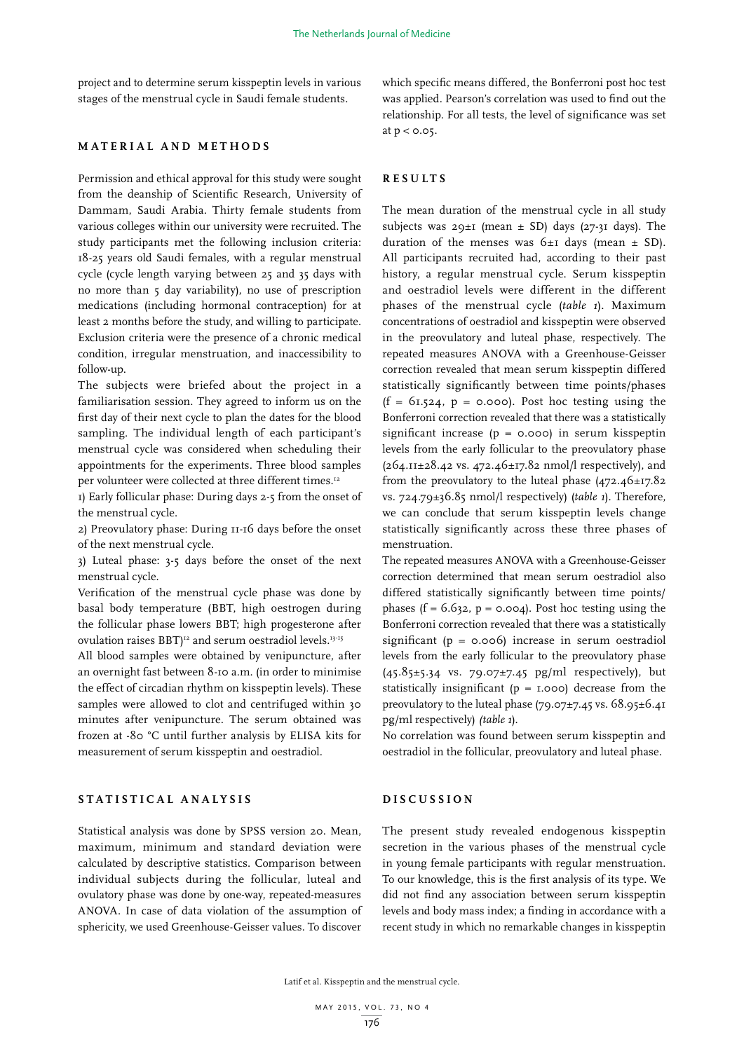project and to determine serum kisspeptin levels in various stages of the menstrual cycle in Saudi female students.

## MATERIAL AND METHODS

Permission and ethical approval for this study were sought from the deanship of Scientific Research, University of Dammam, Saudi Arabia. Thirty female students from various colleges within our university were recruited. The study participants met the following inclusion criteria: 18-25 years old Saudi females, with a regular menstrual cycle (cycle length varying between 25 and 35 days with no more than 5 day variability), no use of prescription medications (including hormonal contraception) for at least 2 months before the study, and willing to participate. Exclusion criteria were the presence of a chronic medical condition, irregular menstruation, and inaccessibility to follow-up.

The subjects were briefed about the project in a familiarisation session. They agreed to inform us on the first day of their next cycle to plan the dates for the blood sampling. The individual length of each participant's menstrual cycle was considered when scheduling their appointments for the experiments. Three blood samples per volunteer were collected at three different times.[12]

1) Early follicular phase: During days 2-5 from the onset of the menstrual cycle.

2) Preovulatory phase: During 11-16 days before the onset of the next menstrual cycle.

3) Luteal phase: 3-5 days before the onset of the next menstrual cycle.

Verification of the menstrual cycle phase was done by basal body temperature (BBT, high oestrogen during the follicular phase lowers BBT; high progesterone after ovulation raises BBT)[12] and serum oestradiol levels.[13-15]

All blood samples were obtained by venipuncture, after an overnight fast between 8-10 a.m. (in order to minimise the effect of circadian rhythm on kisspeptin levels). These samples were allowed to clot and centrifuged within 30 minutes after venipuncture. The serum obtained was frozen at -80 °C until further analysis by ELISA kits for measurement of serum kisspeptin and oestradiol.

## STATISTICAL ANALYSIS

Statistical analysis was done by SPSS version 20. Mean, maximum, minimum and standard deviation were calculated by descriptive statistics. Comparison between individual subjects during the follicular, luteal and ovulatory phase was done by one-way, repeated-measures ANOVA. In case of data violation of the assumption of sphericity, we used Greenhouse-Geisser values. To discover which specific means differed, the Bonferroni post hoc test was applied. Pearson's correlation was used to find out the relationship. For all tests, the level of significance was set at $p < 0.05$.

## RESULTS

The mean duration of the menstrual cycle in all study subjects was 29±1 (mean ± SD) days (27-31 days). The duration of the menses was 6±1 days (mean ± SD). All participants recruited had, according to their past history, a regular menstrual cycle. Serum kisspeptin and oestradiol levels were different in the different phases of the menstrual cycle (*table 1*). Maximum concentrations of oestradiol and kisspeptin were observed in the preovulatory and luteal phase, respectively. The repeated measures ANOVA with a Greenhouse-Geisser correction revealed that mean serum kisspeptin differed statistically significantly between time points/phases ($f = 61.524$, $p = 0.000$). Post hoc testing using the Bonferroni correction revealed that there was a statistically significant increase ($p = 0.000$) in serum kisspeptin levels from the early follicular to the preovulatory phase (264.11±28.42 vs. 472.46±17.82 nmol/l respectively), and from the preovulatory to the luteal phase (472.46±17.82 vs. 724.79±36.85 nmol/l respectively) (*table 1*). Therefore, we can conclude that serum kisspeptin levels change statistically significantly across these three phases of menstruation.

The repeated measures ANOVA with a Greenhouse-Geisser correction determined that mean serum oestradiol also differed statistically significantly between time points/phases ($f = 6.632$, $p = 0.004$). Post hoc testing using the Bonferroni correction revealed that there was a statistically significant ($p = 0.006$) increase in serum oestradiol levels from the early follicular to the preovulatory phase (45.85±5.34 vs. 79.07±7.45 pg/ml respectively), but statistically insignificant ($p = 1.000$) decrease from the preovulatory to the luteal phase (79.07±7.45 vs. 68.95±6.41 pg/ml respectively) *(table 1)*.

No correlation was found between serum kisspeptin and oestradiol in the follicular, preovulatory and luteal phase.

## DISCUSSION

The present study revealed endogenous kisspeptin secretion in the various phases of the menstrual cycle in young female participants with regular menstruation. To our knowledge, this is the first analysis of its type. We did not find any association between serum kisspeptin levels and body mass index; a finding in accordance with a recent study in which no remarkable changes in kisspeptin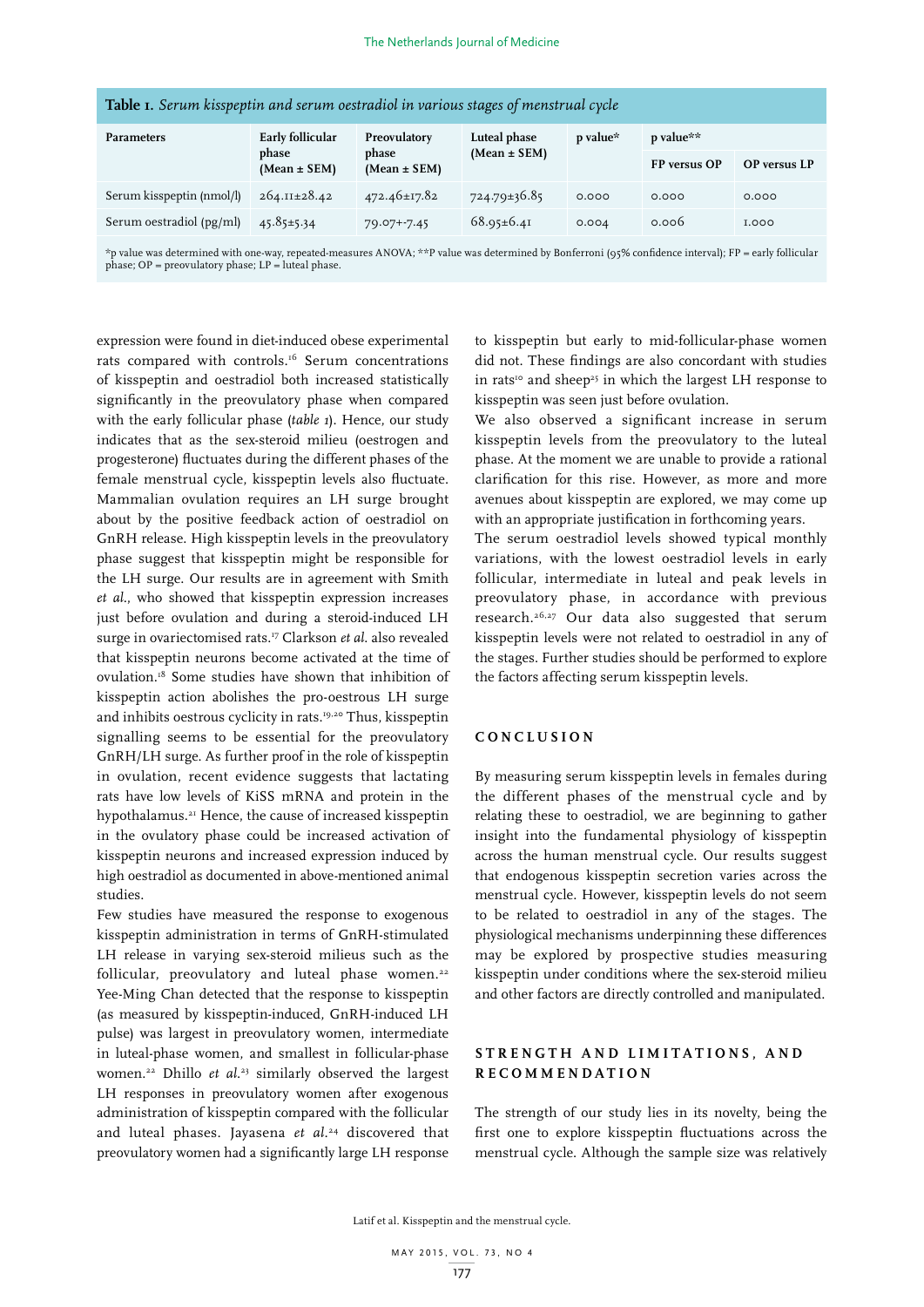**Table 1.** *Serum kisspeptin and serum oestradiol in various stages of menstrual cycle*

| Parameters | Early follicular phase (Mean ± SEM) | Preovulatory phase (Mean ± SEM) | Luteal phase (Mean ± SEM) | p value* | p value** | |
|---|---|---|---|---|---|---|
| | | | | | FP versus OP | OP versus LP |
| Serum kisspeptin (nmol/l) | 264.11±28.42 | 472.46±17.82 | 724.79±36.85 | 0.000 | 0.000 | 0.000 |
| Serum oestradiol (pg/ml) | 45.85±5.34 | 79.07+-7.45 | 68.95±6.41 | 0.004 | 0.006 | 1.000 |

*p value was determined with one-way, repeated-measures ANOVA; **P value was determined by Bonferroni (95% confidence interval); FP = early follicular phase; OP = preovulatory phase; LP = luteal phase.

expression were found in diet-induced obese experimental rats compared with controls.[16] Serum concentrations of kisspeptin and oestradiol both increased statistically significantly in the preovulatory phase when compared with the early follicular phase (*table 1*). Hence, our study indicates that as the sex-steroid milieu (oestrogen and progesterone) fluctuates during the different phases of the female menstrual cycle, kisspeptin levels also fluctuate. Mammalian ovulation requires an LH surge brought about by the positive feedback action of oestradiol on GnRH release. High kisspeptin levels in the preovulatory phase suggest that kisspeptin might be responsible for the LH surge. Our results are in agreement with Smith *et al.*, who showed that kisspeptin expression increases just before ovulation and during a steroid-induced LH surge in ovariectomised rats.[17] Clarkson *et al.* also revealed that kisspeptin neurons become activated at the time of ovulation.[18] Some studies have shown that inhibition of kisspeptin action abolishes the pro-oestrous LH surge and inhibits oestrous cyclicity in rats.[19,20] Thus, kisspeptin signalling seems to be essential for the preovulatory GnRH/LH surge. As further proof in the role of kisspeptin in ovulation, recent evidence suggests that lactating rats have low levels of KiSS mRNA and protein in the hypothalamus.[21] Hence, the cause of increased kisspeptin in the ovulatory phase could be increased activation of kisspeptin neurons and increased expression induced by high oestradiol as documented in above-mentioned animal studies.

Few studies have measured the response to exogenous kisspeptin administration in terms of GnRH-stimulated LH release in varying sex-steroid milieus such as the follicular, preovulatory and luteal phase women.[22] Yee-Ming Chan detected that the response to kisspeptin (as measured by kisspeptin-induced, GnRH-induced LH pulse) was largest in preovulatory women, intermediate in luteal-phase women, and smallest in follicular-phase women.[22] Dhillo *et al.*[23] similarly observed the largest LH responses in preovulatory women after exogenous administration of kisspeptin compared with the follicular and luteal phases. Jayasena *et al.*[24] discovered that preovulatory women had a significantly large LH response to kisspeptin but early to mid-follicular-phase women did not. These findings are also concordant with studies in rats[10] and sheep[25] in which the largest LH response to kisspeptin was seen just before ovulation.

We also observed a significant increase in serum kisspeptin levels from the preovulatory to the luteal phase. At the moment we are unable to provide a rational clarification for this rise. However, as more and more avenues about kisspeptin are explored, we may come up with an appropriate justification in forthcoming years.

The serum oestradiol levels showed typical monthly variations, with the lowest oestradiol levels in early follicular, intermediate in luteal and peak levels in preovulatory phase, in accordance with previous research.[26,27] Our data also suggested that serum kisspeptin levels were not related to oestradiol in any of the stages. Further studies should be performed to explore the factors affecting serum kisspeptin levels.

## CONCLUSION

By measuring serum kisspeptin levels in females during the different phases of the menstrual cycle and by relating these to oestradiol, we are beginning to gather insight into the fundamental physiology of kisspeptin across the human menstrual cycle. Our results suggest that endogenous kisspeptin secretion varies across the menstrual cycle. However, kisspeptin levels do not seem to be related to oestradiol in any of the stages. The physiological mechanisms underpinning these differences may be explored by prospective studies measuring kisspeptin under conditions where the sex-steroid milieu and other factors are directly controlled and manipulated.

## STRENGTH AND LIMITATIONS, AND RECOMMENDATION

The strength of our study lies in its novelty, being the first one to explore kisspeptin fluctuations across the menstrual cycle. Although the sample size was relatively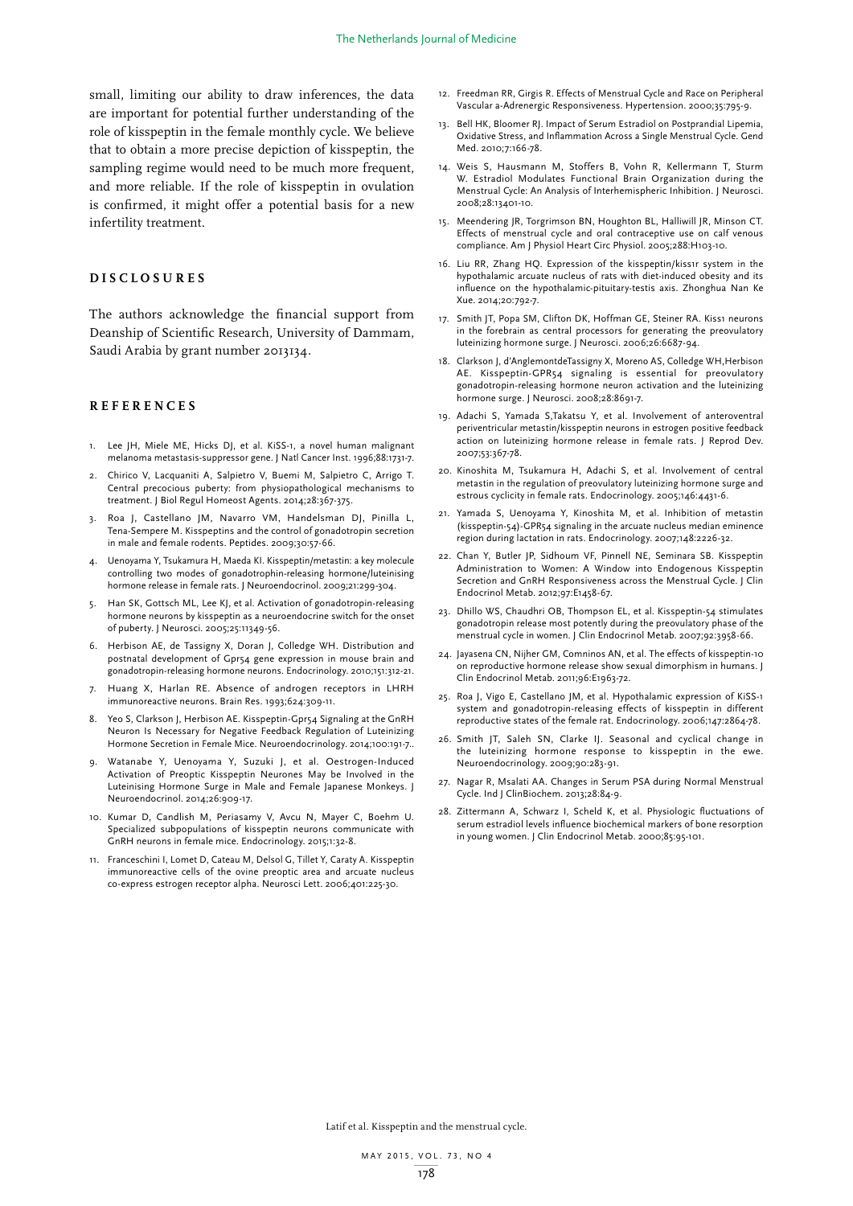small, limiting our ability to draw inferences, the data are important for potential further understanding of the role of kisspeptin in the female monthly cycle. We believe that to obtain a more precise depiction of kisspeptin, the sampling regime would need to be much more frequent, and more reliable. If the role of kisspeptin in ovulation is confirmed, it might offer a potential basis for a new infertility treatment.

## DISCLOSURES

The authors acknowledge the financial support from Deanship of Scientific Research, University of Dammam, Saudi Arabia by grant number 2013134.

## REFERENCES

1. Lee JH, Miele ME, Hicks DJ, et al. KiSS-1, a novel human malignant melanoma metastasis-suppressor gene. J Natl Cancer Inst. 1996;88:1731-7.
2. Chirico V, Lacquaniti A, Salpietro V, Buemi M, Salpietro C, Arrigo T. Central precocious puberty: from physiopathological mechanisms to treatment. J Biol Regul Homeost Agents. 2014;28:367-375.
3. Roa J, Castellano JM, Navarro VM, Handelsman DJ, Pinilla L, Tena-Sempere M. Kisspeptins and the control of gonadotropin secretion in male and female rodents. Peptides. 2009;30:57-66.
4. Uenoyama Y, Tsukamura H, Maeda KI. Kisspeptin/metastin: a key molecule controlling two modes of gonadotrophin-releasing hormone/luteinising hormone release in female rats. J Neuroendocrinol. 2009;21:299-304.
5. Han SK, Gottsch ML, Lee KJ, et al. Activation of gonadotropin-releasing hormone neurons by kisspeptin as a neuroendocrine switch for the onset of puberty. J Neurosci. 2005;25:11349-56.
6. Herbison AE, de Tassigny X, Doran J, Colledge WH. Distribution and postnatal development of Gpr54 gene expression in mouse brain and gonadotropin-releasing hormone neurons. Endocrinology. 2010;151:312-21.
7. Huang X, Harlan RE. Absence of androgen receptors in LHRH immunoreactive neurons. Brain Res. 1993;624:309-11.
8. Yeo S, Clarkson J, Herbison AE. Kisspeptin-Gpr54 Signaling at the GnRH Neuron Is Necessary for Negative Feedback Regulation of Luteinizing Hormone Secretion in Female Mice. Neuroendocrinology. 2014;100:191-7..
9. Watanabe Y, Uenoyama Y, Suzuki J, et al. Oestrogen-Induced Activation of Preoptic Kisspeptin Neurones May be Involved in the Luteinising Hormone Surge in Male and Female Japanese Monkeys. J Neuroendocrinol. 2014;26:909-17.
10. Kumar D, Candlish M, Periasamy V, Avcu N, Mayer C, Boehm U. Specialized subpopulations of kisspeptin neurons communicate with GnRH neurons in female mice. Endocrinology. 2015;1:32-8.
11. Franceschini I, Lomet D, Cateau M, Delsol G, Tillet Y, Caraty A. Kisspeptin immunoreactive cells of the ovine preoptic area and arcuate nucleus co-express estrogen receptor alpha. Neurosci Lett. 2006;401:225-30.
12. Freedman RR, Girgis R. Effects of Menstrual Cycle and Race on Peripheral Vascular a-Adrenergic Responsiveness. Hypertension. 2000;35:795-9.
13. Bell HK, Bloomer RJ. Impact of Serum Estradiol on Postprandial Lipemia, Oxidative Stress, and Inflammation Across a Single Menstrual Cycle. Gend Med. 2010;7:166-78.
14. Weis S, Hausmann M, Stoffers B, Vohn R, Kellermann T, Sturm W. Estradiol Modulates Functional Brain Organization during the Menstrual Cycle: An Analysis of Interhemispheric Inhibition. J Neurosci. 2008;28:13401-10.
15. Meendering JR, Torgrimson BN, Houghton BL, Halliwill JR, Minson CT. Effects of menstrual cycle and oral contraceptive use on calf venous compliance. Am J Physiol Heart Circ Physiol. 2005;288:H103-10.
16. Liu RR, Zhang HQ. Expression of the kisspeptin/kiss1r system in the hypothalamic arcuate nucleus of rats with diet-induced obesity and its influence on the hypothalamic-pituitary-testis axis. Zhonghua Nan Ke Xue. 2014;20:792-7.
17. Smith JT, Popa SM, Clifton DK, Hoffman GE, Steiner RA. Kiss1 neurons in the forebrain as central processors for generating the preovulatory luteinizing hormone surge. J Neurosci. 2006;26:6687-94.
18. Clarkson J, d'AnglemontdeTassigny X, Moreno AS, Colledge WH,Herbison AE. Kisspeptin-GPR54 signaling is essential for preovulatory gonadotropin-releasing hormone neuron activation and the luteinizing hormone surge. J Neurosci. 2008;28:8691-7.
19. Adachi S, Yamada S,Takatsu Y, et al. Involvement of anteroventral periventricular metastin/kisspeptin neurons in estrogen positive feedback action on luteinizing hormone release in female rats. J Reprod Dev. 2007;53:367-78.
20. Kinoshita M, Tsukamura H, Adachi S, et al. Involvement of central metastin in the regulation of preovulatory luteinizing hormone surge and estrous cyclicity in female rats. Endocrinology. 2005;146:4431-6.
21. Yamada S, Uenoyama Y, Kinoshita M, et al. Inhibition of metastin (kisspeptin-54)-GPR54 signaling in the arcuate nucleus median eminence region during lactation in rats. Endocrinology. 2007;148:2226-32.
22. Chan Y, Butler JP, Sidhoum VF, Pinnell NE, Seminara SB. Kisspeptin Administration to Women: A Window into Endogenous Kisspeptin Secretion and GnRH Responsiveness across the Menstrual Cycle. J Clin Endocrinol Metab. 2012;97:E1458-67.
23. Dhillo WS, Chaudhri OB, Thompson EL, et al. Kisspeptin-54 stimulates gonadotropin release most potently during the preovulatory phase of the menstrual cycle in women. J Clin Endocrinol Metab. 2007;92:3958-66.
24. Jayasena CN, Nijher GM, Comninos AN, et al. The effects of kisspeptin-10 on reproductive hormone release show sexual dimorphism in humans. J Clin Endocrinol Metab. 2011;96:E1963-72.
25. Roa J, Vigo E, Castellano JM, et al. Hypothalamic expression of KiSS-1 system and gonadotropin-releasing effects of kisspeptin in different reproductive states of the female rat. Endocrinology. 2006;147:2864-78.
26. Smith JT, Saleh SN, Clarke IJ. Seasonal and cyclical change in the luteinizing hormone response to kisspeptin in the ewe. Neuroendocrinology. 2009;90:283-91.
27. Nagar R, Msalati AA. Changes in Serum PSA during Normal Menstrual Cycle. Ind J ClinBiochem. 2013;28:84-9.
28. Zittermann A, Schwarz I, Scheld K, et al. Physiologic fluctuations of serum estradiol levels influence biochemical markers of bone resorption in young women. J Clin Endocrinol Metab. 2000;85:95-101.

Latif et al. Kisspeptin and the menstrual cycle.